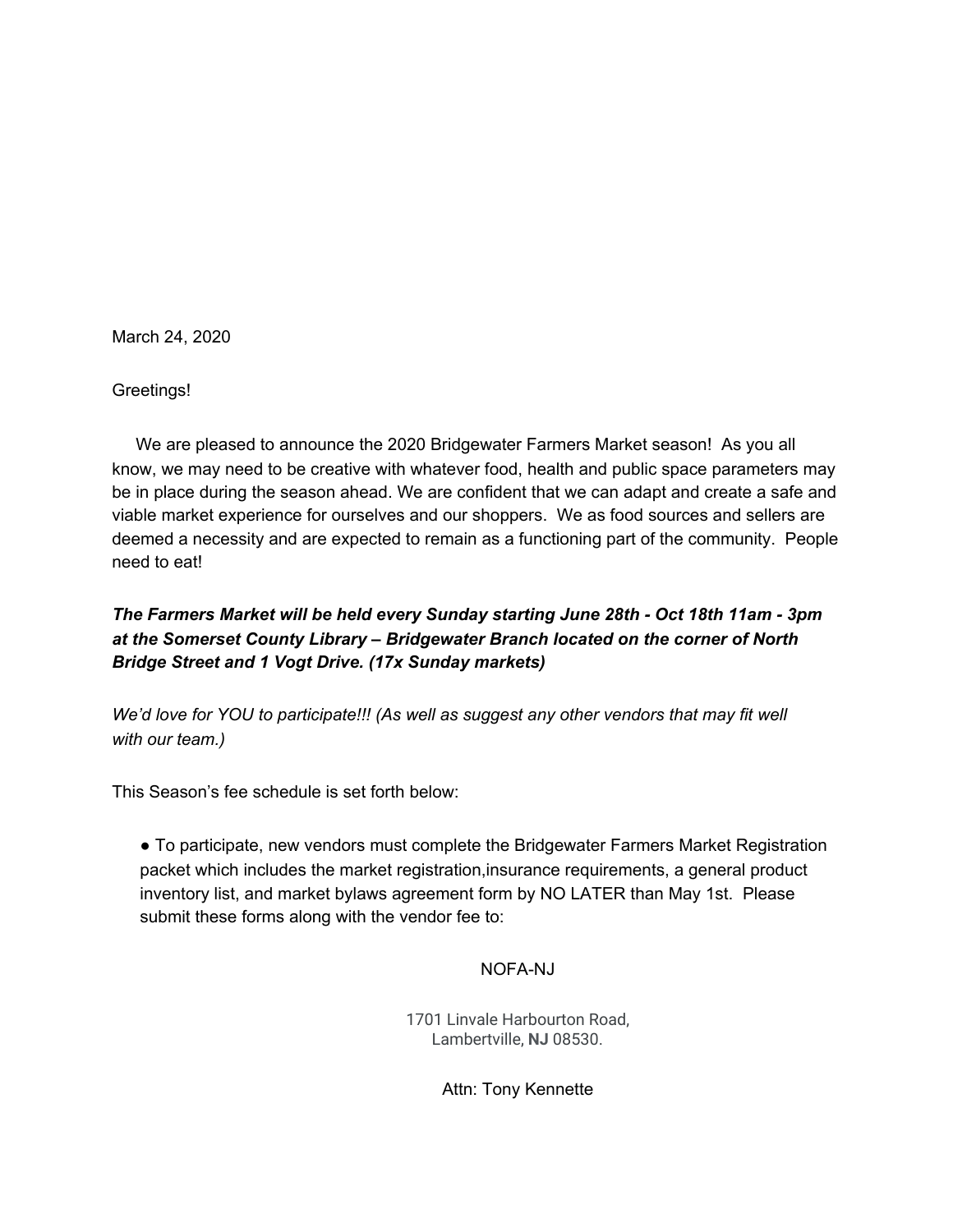March 24, 2020

Greetings!

We are pleased to announce the 2020 Bridgewater Farmers Market season! As you all know, we may need to be creative with whatever food, health and public space parameters may be in place during the season ahead. We are confident that we can adapt and create a safe and viable market experience for ourselves and our shoppers. We as food sources and sellers are deemed a necessity and are expected to remain as a functioning part of the community. People need to eat!

***The Farmers Market will be held every Sunday starting June 28th - Oct 18th 11am - 3pm at the Somerset County Library – Bridgewater Branch located on the corner of North Bridge Street and 1 Vogt Drive. (17x Sunday markets)***

*We'd love for YOU to participate!!! (As well as suggest any other vendors that may fit well with our team.)*

This Season's fee schedule is set forth below:

- To participate, new vendors must complete the Bridgewater Farmers Market Registration packet which includes the market registration,insurance requirements, a general product inventory list, and market bylaws agreement form by NO LATER than May 1st. Please submit these forms along with the vendor fee to:

NOFA-NJ

1701 Linvale Harbourton Road,
Lambertville, **NJ** 08530.

Attn: Tony Kennette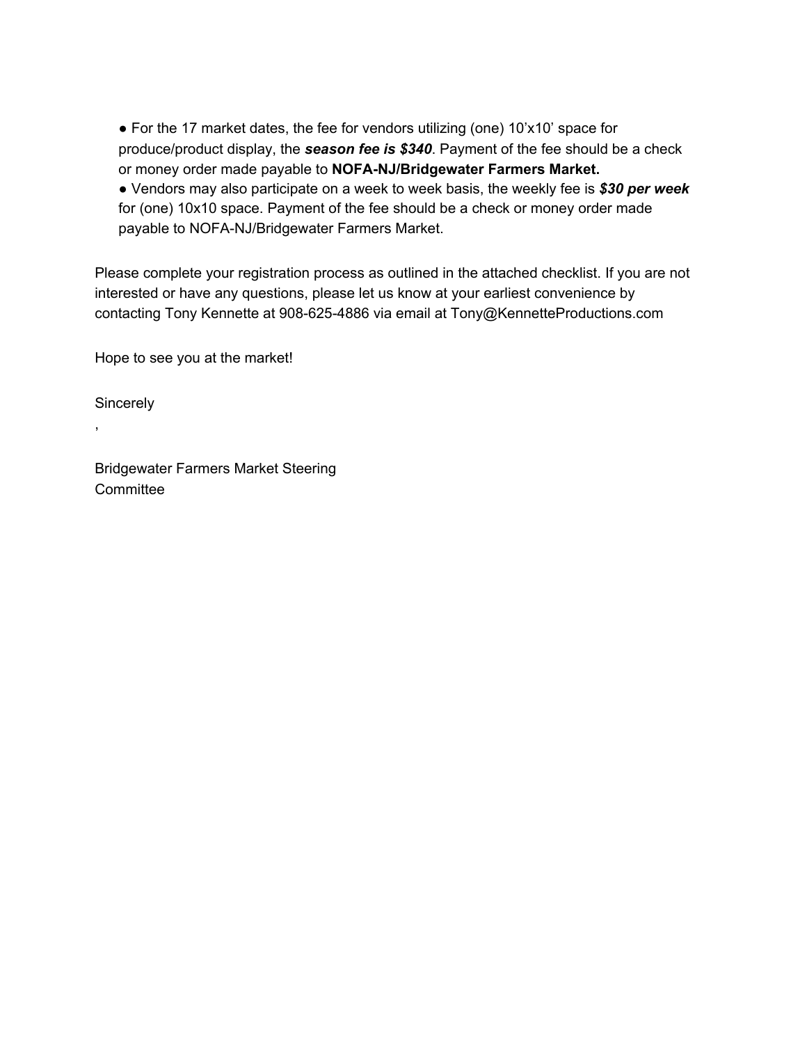- For the 17 market dates, the fee for vendors utilizing (one) 10’x10’ space for produce/product display, the ***season fee is $340***. Payment of the fee should be a check or money order made payable to **NOFA-NJ/Bridgewater Farmers Market.**
- Vendors may also participate on a week to week basis, the weekly fee is ***$30 per week*** for (one) 10x10 space. Payment of the fee should be a check or money order made payable to NOFA-NJ/Bridgewater Farmers Market.

Please complete your registration process as outlined in the attached checklist. If you are not interested or have any questions, please let us know at your earliest convenience by contacting Tony Kennette at 908-625-4886 via email at Tony@KennetteProductions.com

Hope to see you at the market!

Sincerely

,

Bridgewater Farmers Market Steering
Committee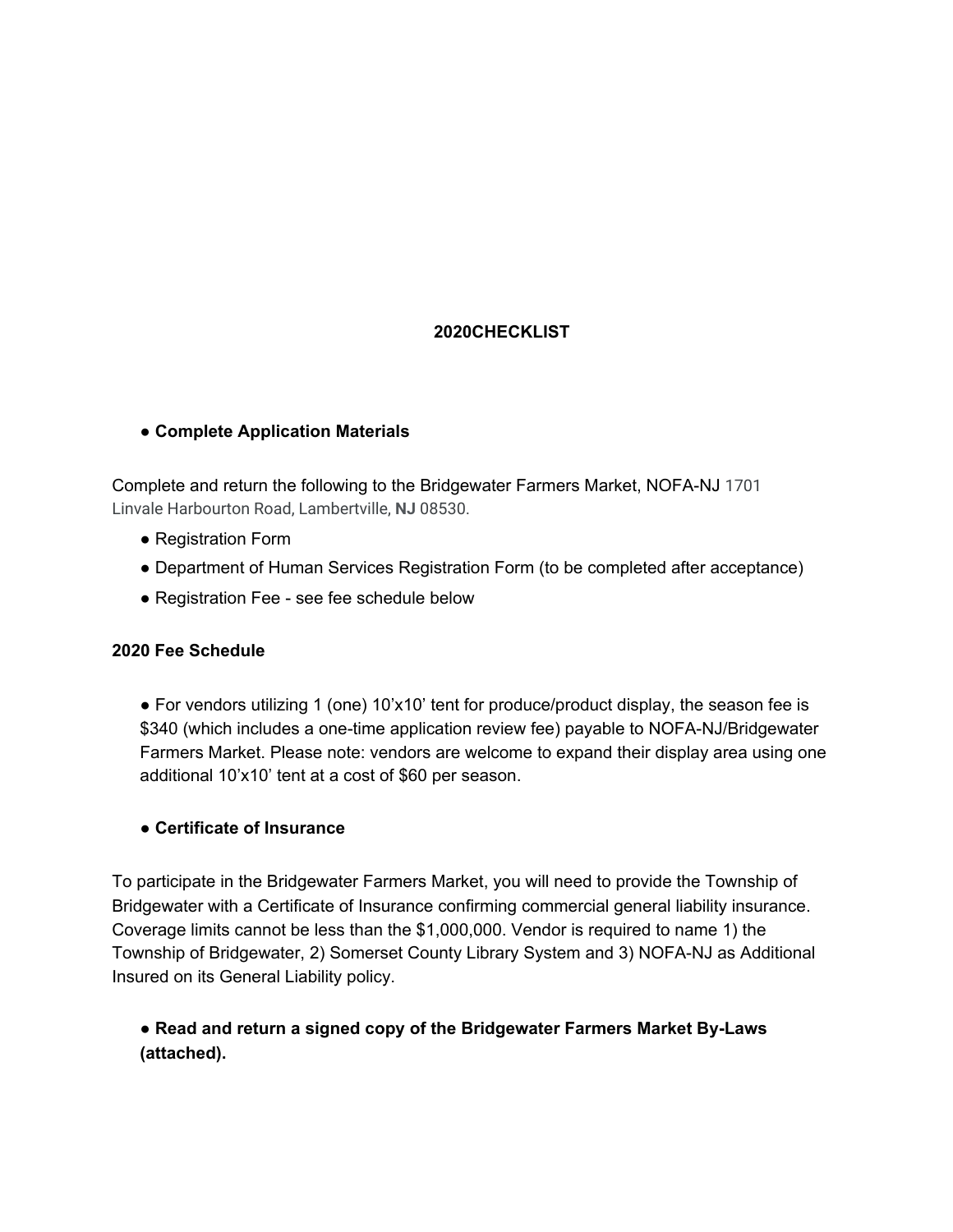## 2020CHECKLIST

- **Complete Application Materials**

Complete and return the following to the Bridgewater Farmers Market, NOFA-NJ 1701 Linvale Harbourton Road, Lambertville, **NJ** 08530.

- Registration Form
- Department of Human Services Registration Form (to be completed after acceptance)
- Registration Fee - see fee schedule below

**2020 Fee Schedule**

- For vendors utilizing 1 (one) 10'x10' tent for produce/product display, the season fee is $340 (which includes a one-time application review fee) payable to NOFA-NJ/Bridgewater Farmers Market. Please note: vendors are welcome to expand their display area using one additional 10'x10' tent at a cost of $60 per season.

- **Certificate of Insurance**

To participate in the Bridgewater Farmers Market, you will need to provide the Township of Bridgewater with a Certificate of Insurance confirming commercial general liability insurance. Coverage limits cannot be less than the $1,000,000. Vendor is required to name 1) the Township of Bridgewater, 2) Somerset County Library System and 3) NOFA-NJ as Additional Insured on its General Liability policy.

- **Read and return a signed copy of the Bridgewater Farmers Market By-Laws (attached).**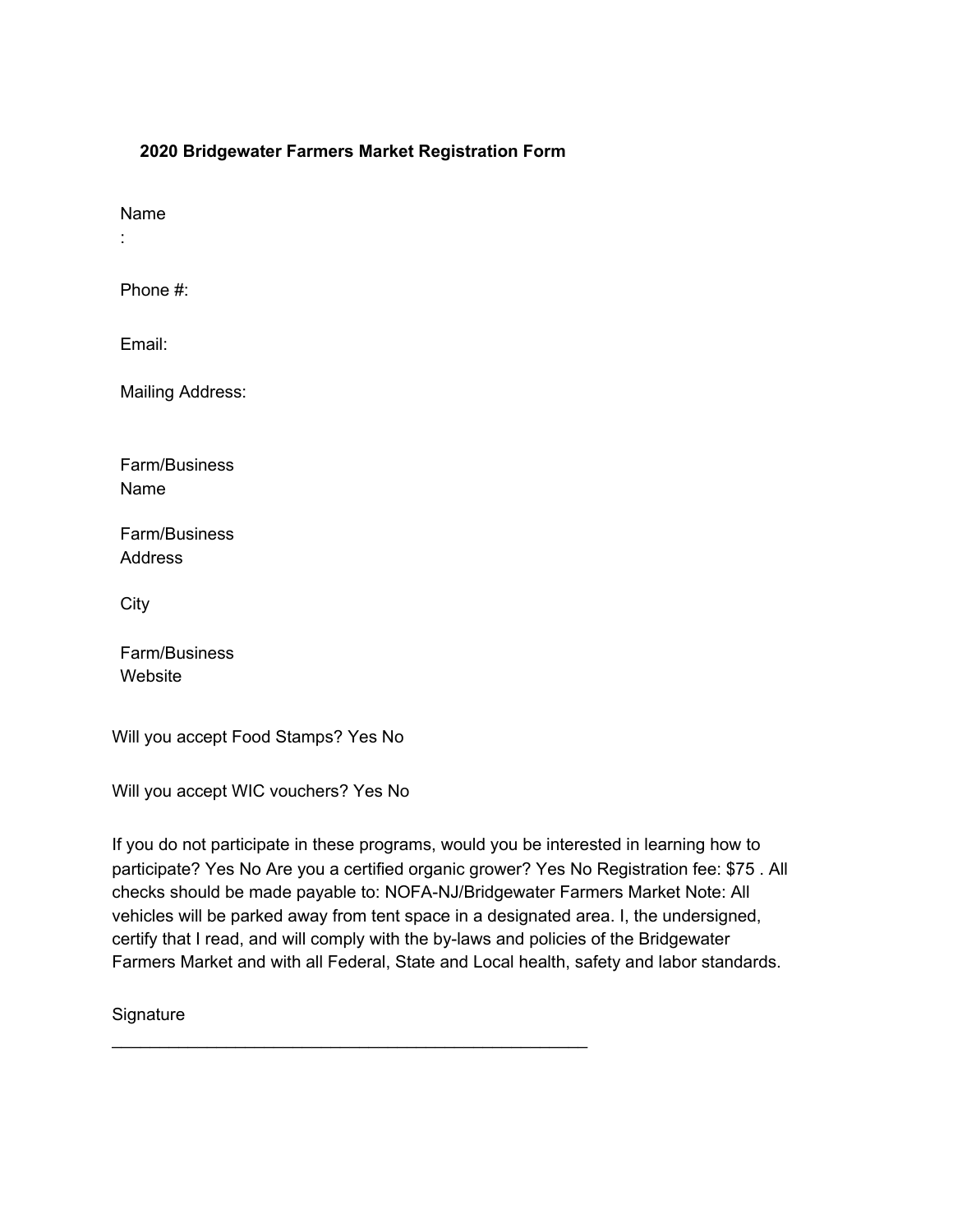**2020 Bridgewater Farmers Market Registration Form**

Name
:

Phone #:

Email:

Mailing Address:

Farm/Business
Name

Farm/Business
Address

City

Farm/Business
Website

Will you accept Food Stamps? Yes No

Will you accept WIC vouchers? Yes No

If you do not participate in these programs, would you be interested in learning how to participate? Yes No Are you a certified organic grower? Yes No Registration fee: $75 . All checks should be made payable to: NOFA-NJ/Bridgewater Farmers Market Note: All vehicles will be parked away from tent space in a designated area. I, the undersigned, certify that I read, and will comply with the by-laws and policies of the Bridgewater Farmers Market and with all Federal, State and Local health, safety and labor standards.

Signature

_____________________________________________________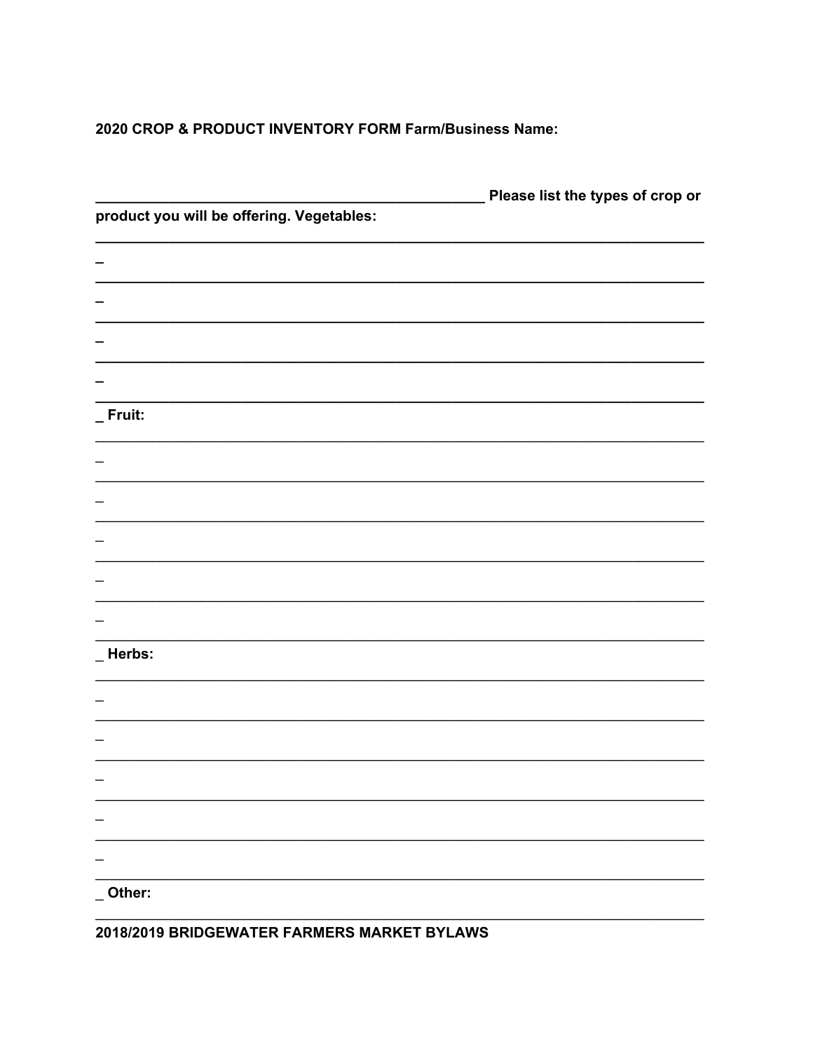**2020 CROP & PRODUCT INVENTORY FORM Farm/Business Name:**

**__________________________________________________ Please list the types of crop or product you will be offering. Vegetables:**

**_____________________________________________________________________________**

**_**

**_____________________________________________________________________________**

**_**

**_____________________________________________________________________________**

**_**

**_____________________________________________________________________________**

**_**

**_____________________________________________________________________________**

**_ Fruit:**

_____________________________________________________________________________

_

_____________________________________________________________________________

_

_____________________________________________________________________________

_

_____________________________________________________________________________

_

_____________________________________________________________________________

_

_____________________________________________________________________________

**_ Herbs:**

_____________________________________________________________________________

_

_____________________________________________________________________________

_

_____________________________________________________________________________

_

_____________________________________________________________________________

_

_____________________________________________________________________________

_

_____________________________________________________________________________

**_ Other:**

_____________________________________________________________________________

**2018/2019 BRIDGEWATER FARMERS MARKET BYLAWS**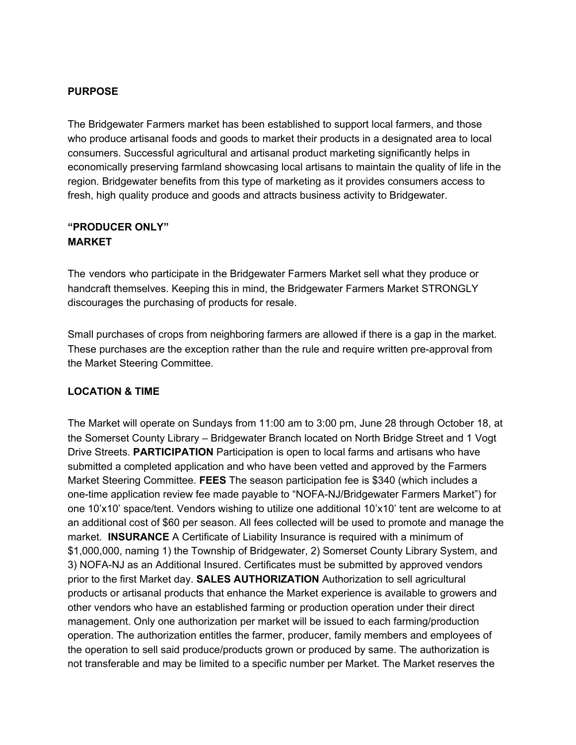**PURPOSE**

The Bridgewater Farmers market has been established to support local farmers, and those who produce artisanal foods and goods to market their products in a designated area to local consumers. Successful agricultural and artisanal product marketing significantly helps in economically preserving farmland showcasing local artisans to maintain the quality of life in the region. Bridgewater benefits from this type of marketing as it provides consumers access to fresh, high quality produce and goods and attracts business activity to Bridgewater.

**"PRODUCER ONLY" MARKET**

The vendors who participate in the Bridgewater Farmers Market sell what they produce or handcraft themselves. Keeping this in mind, the Bridgewater Farmers Market STRONGLY discourages the purchasing of products for resale.

Small purchases of crops from neighboring farmers are allowed if there is a gap in the market. These purchases are the exception rather than the rule and require written pre-approval from the Market Steering Committee.

**LOCATION & TIME**

The Market will operate on Sundays from 11:00 am to 3:00 pm, June 28 through October 18, at the Somerset County Library – Bridgewater Branch located on North Bridge Street and 1 Vogt Drive Streets. **PARTICIPATION** Participation is open to local farms and artisans who have submitted a completed application and who have been vetted and approved by the Farmers Market Steering Committee. **FEES** The season participation fee is $340 (which includes a one-time application review fee made payable to "NOFA-NJ/Bridgewater Farmers Market") for one 10'x10' space/tent. Vendors wishing to utilize one additional 10'x10' tent are welcome to at an additional cost of $60 per season. All fees collected will be used to promote and manage the market. **INSURANCE** A Certificate of Liability Insurance is required with a minimum of $1,000,000, naming 1) the Township of Bridgewater, 2) Somerset County Library System, and 3) NOFA-NJ as an Additional Insured. Certificates must be submitted by approved vendors prior to the first Market day. **SALES AUTHORIZATION** Authorization to sell agricultural products or artisanal products that enhance the Market experience is available to growers and other vendors who have an established farming or production operation under their direct management. Only one authorization per market will be issued to each farming/production operation. The authorization entitles the farmer, producer, family members and employees of the operation to sell said produce/products grown or produced by same. The authorization is not transferable and may be limited to a specific number per Market. The Market reserves the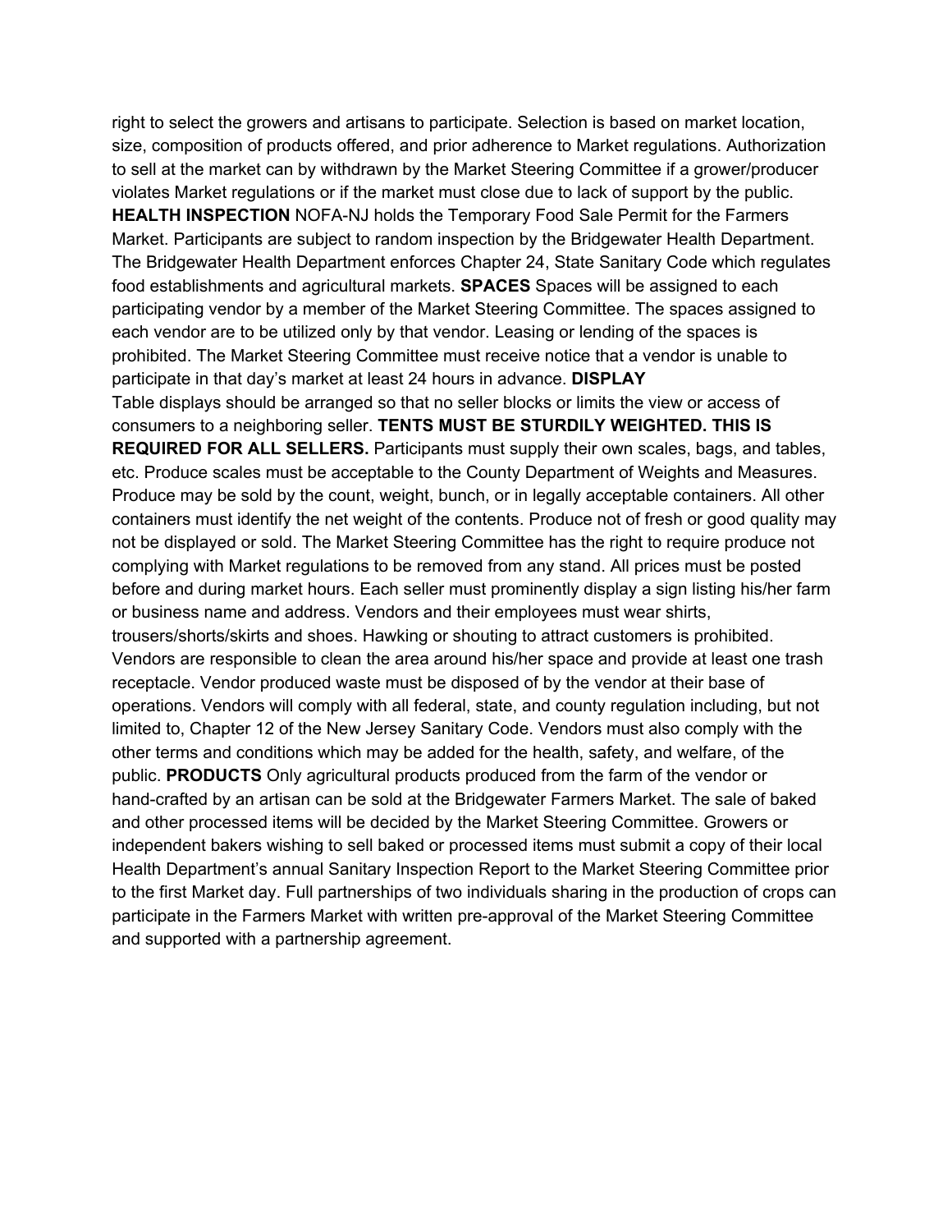right to select the growers and artisans to participate. Selection is based on market location, size, composition of products offered, and prior adherence to Market regulations. Authorization to sell at the market can by withdrawn by the Market Steering Committee if a grower/producer violates Market regulations or if the market must close due to lack of support by the public. **HEALTH INSPECTION** NOFA-NJ holds the Temporary Food Sale Permit for the Farmers Market. Participants are subject to random inspection by the Bridgewater Health Department. The Bridgewater Health Department enforces Chapter 24, State Sanitary Code which regulates food establishments and agricultural markets. **SPACES** Spaces will be assigned to each participating vendor by a member of the Market Steering Committee. The spaces assigned to each vendor are to be utilized only by that vendor. Leasing or lending of the spaces is prohibited. The Market Steering Committee must receive notice that a vendor is unable to participate in that day's market at least 24 hours in advance. **DISPLAY**
Table displays should be arranged so that no seller blocks or limits the view or access of consumers to a neighboring seller. **TENTS MUST BE STURDILY WEIGHTED. THIS IS REQUIRED FOR ALL SELLERS.** Participants must supply their own scales, bags, and tables, etc. Produce scales must be acceptable to the County Department of Weights and Measures. Produce may be sold by the count, weight, bunch, or in legally acceptable containers. All other containers must identify the net weight of the contents. Produce not of fresh or good quality may not be displayed or sold. The Market Steering Committee has the right to require produce not complying with Market regulations to be removed from any stand. All prices must be posted before and during market hours. Each seller must prominently display a sign listing his/her farm or business name and address. Vendors and their employees must wear shirts, trousers/shorts/skirts and shoes. Hawking or shouting to attract customers is prohibited. Vendors are responsible to clean the area around his/her space and provide at least one trash receptacle. Vendor produced waste must be disposed of by the vendor at their base of operations. Vendors will comply with all federal, state, and county regulation including, but not limited to, Chapter 12 of the New Jersey Sanitary Code. Vendors must also comply with the other terms and conditions which may be added for the health, safety, and welfare, of the public. **PRODUCTS** Only agricultural products produced from the farm of the vendor or hand-crafted by an artisan can be sold at the Bridgewater Farmers Market. The sale of baked and other processed items will be decided by the Market Steering Committee. Growers or independent bakers wishing to sell baked or processed items must submit a copy of their local Health Department's annual Sanitary Inspection Report to the Market Steering Committee prior to the first Market day. Full partnerships of two individuals sharing in the production of crops can participate in the Farmers Market with written pre-approval of the Market Steering Committee and supported with a partnership agreement.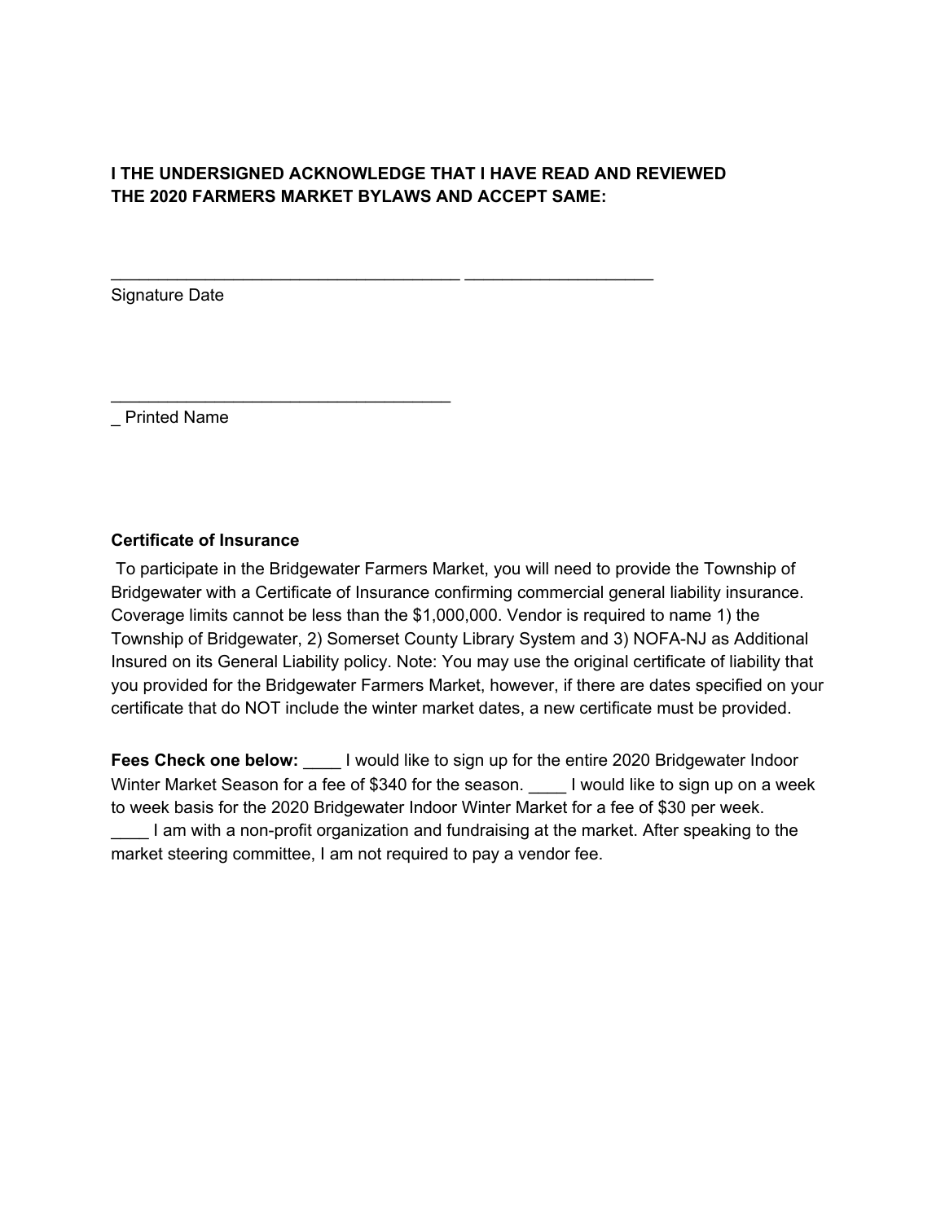**I THE UNDERSIGNED ACKNOWLEDGE THAT I HAVE READ AND REVIEWED THE 2020 FARMERS MARKET BYLAWS AND ACCEPT SAME:**

_____________________________________ ____________________

Signature Date

_____________________________________

_ Printed Name

**Certificate of Insurance**

To participate in the Bridgewater Farmers Market, you will need to provide the Township of Bridgewater with a Certificate of Insurance confirming commercial general liability insurance. Coverage limits cannot be less than the $1,000,000. Vendor is required to name 1) the Township of Bridgewater, 2) Somerset County Library System and 3) NOFA-NJ as Additional Insured on its General Liability policy. Note: You may use the original certificate of liability that you provided for the Bridgewater Farmers Market, however, if there are dates specified on your certificate that do NOT include the winter market dates, a new certificate must be provided.

**Fees Check one below:** ____ I would like to sign up for the entire 2020 Bridgewater Indoor Winter Market Season for a fee of $340 for the season. ____ I would like to sign up on a week to week basis for the 2020 Bridgewater Indoor Winter Market for a fee of $30 per week. ____ I am with a non-profit organization and fundraising at the market. After speaking to the market steering committee, I am not required to pay a vendor fee.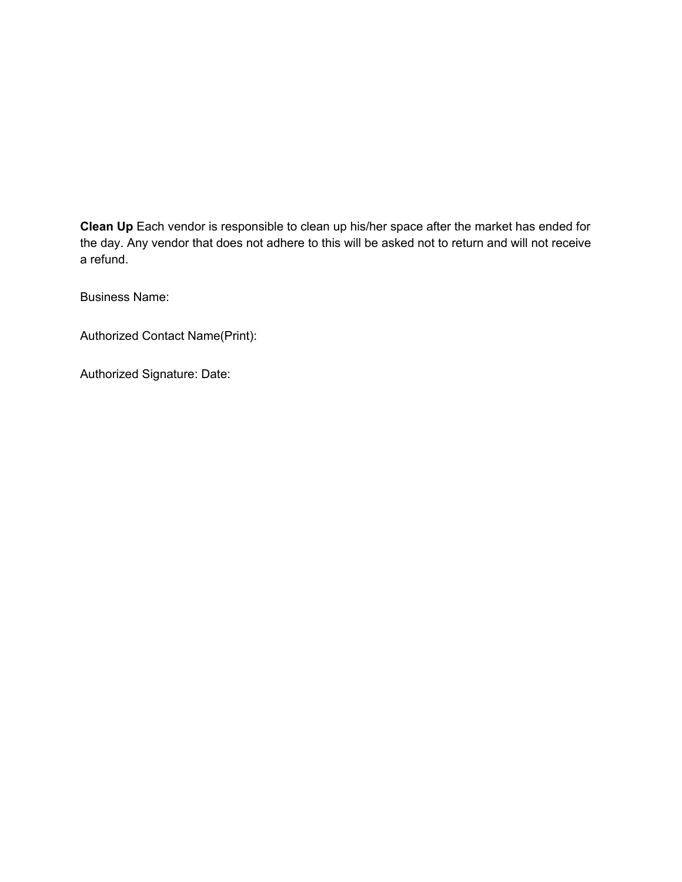**Clean Up** Each vendor is responsible to clean up his/her space after the market has ended for the day. Any vendor that does not adhere to this will be asked not to return and will not receive a refund.

Business Name:

Authorized Contact Name(Print):

Authorized Signature: Date: